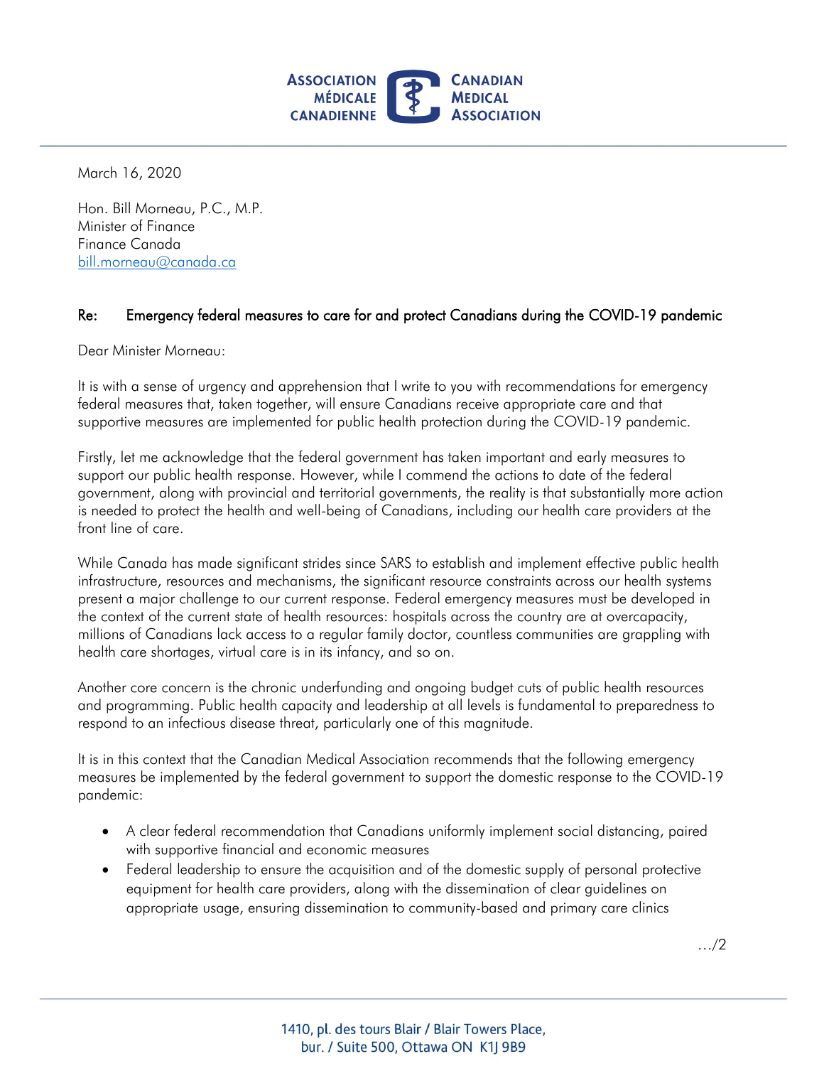ASSOCIATION MÉDICALE CANADIENNE | CANADIAN MEDICAL ASSOCIATION

March 16, 2020

Hon. Bill Morneau, P.C., M.P.
Minister of Finance
Finance Canada
bill.morneau@canada.ca

**Re: Emergency federal measures to care for and protect Canadians during the COVID-19 pandemic**

Dear Minister Morneau:

It is with a sense of urgency and apprehension that I write to you with recommendations for emergency federal measures that, taken together, will ensure Canadians receive appropriate care and that supportive measures are implemented for public health protection during the COVID-19 pandemic.

Firstly, let me acknowledge that the federal government has taken important and early measures to support our public health response. However, while I commend the actions to date of the federal government, along with provincial and territorial governments, the reality is that substantially more action is needed to protect the health and well-being of Canadians, including our health care providers at the front line of care.

While Canada has made significant strides since SARS to establish and implement effective public health infrastructure, resources and mechanisms, the significant resource constraints across our health systems present a major challenge to our current response. Federal emergency measures must be developed in the context of the current state of health resources: hospitals across the country are at overcapacity, millions of Canadians lack access to a regular family doctor, countless communities are grappling with health care shortages, virtual care is in its infancy, and so on.

Another core concern is the chronic underfunding and ongoing budget cuts of public health resources and programming. Public health capacity and leadership at all levels is fundamental to preparedness to respond to an infectious disease threat, particularly one of this magnitude.

It is in this context that the Canadian Medical Association recommends that the following emergency measures be implemented by the federal government to support the domestic response to the COVID-19 pandemic:

- A clear federal recommendation that Canadians uniformly implement social distancing, paired with supportive financial and economic measures
- Federal leadership to ensure the acquisition and of the domestic supply of personal protective equipment for health care providers, along with the dissemination of clear guidelines on appropriate usage, ensuring dissemination to community-based and primary care clinics

…/2

1410, pl. des tours Blair / Blair Towers Place, bur. / Suite 500, Ottawa ON K1J 9B9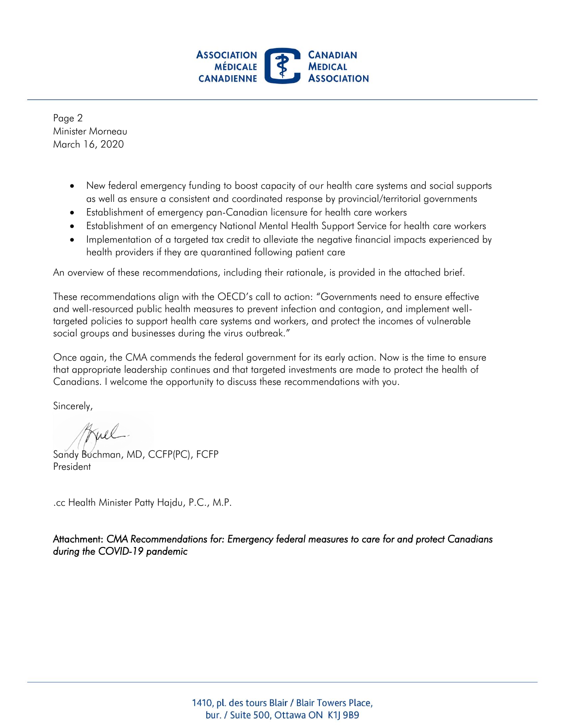Page 2
Minister Morneau
March 16, 2020

- New federal emergency funding to boost capacity of our health care systems and social supports as well as ensure a consistent and coordinated response by provincial/territorial governments
- Establishment of emergency pan-Canadian licensure for health care workers
- Establishment of an emergency National Mental Health Support Service for health care workers
- Implementation of a targeted tax credit to alleviate the negative financial impacts experienced by health providers if they are quarantined following patient care

An overview of these recommendations, including their rationale, is provided in the attached brief.

These recommendations align with the OECD's call to action: "Governments need to ensure effective and well-resourced public health measures to prevent infection and contagion, and implement well-targeted policies to support health care systems and workers, and protect the incomes of vulnerable social groups and businesses during the virus outbreak."

Once again, the CMA commends the federal government for its early action. Now is the time to ensure that appropriate leadership continues and that targeted investments are made to protect the health of Canadians. I welcome the opportunity to discuss these recommendations with you.

Sincerely,

Sandy Buchman, MD, CCFP(PC), FCFP
President

.cc Health Minister Patty Hajdu, P.C., M.P.

*Attachment: CMA Recommendations for: Emergency federal measures to care for and protect Canadians during the COVID-19 pandemic*